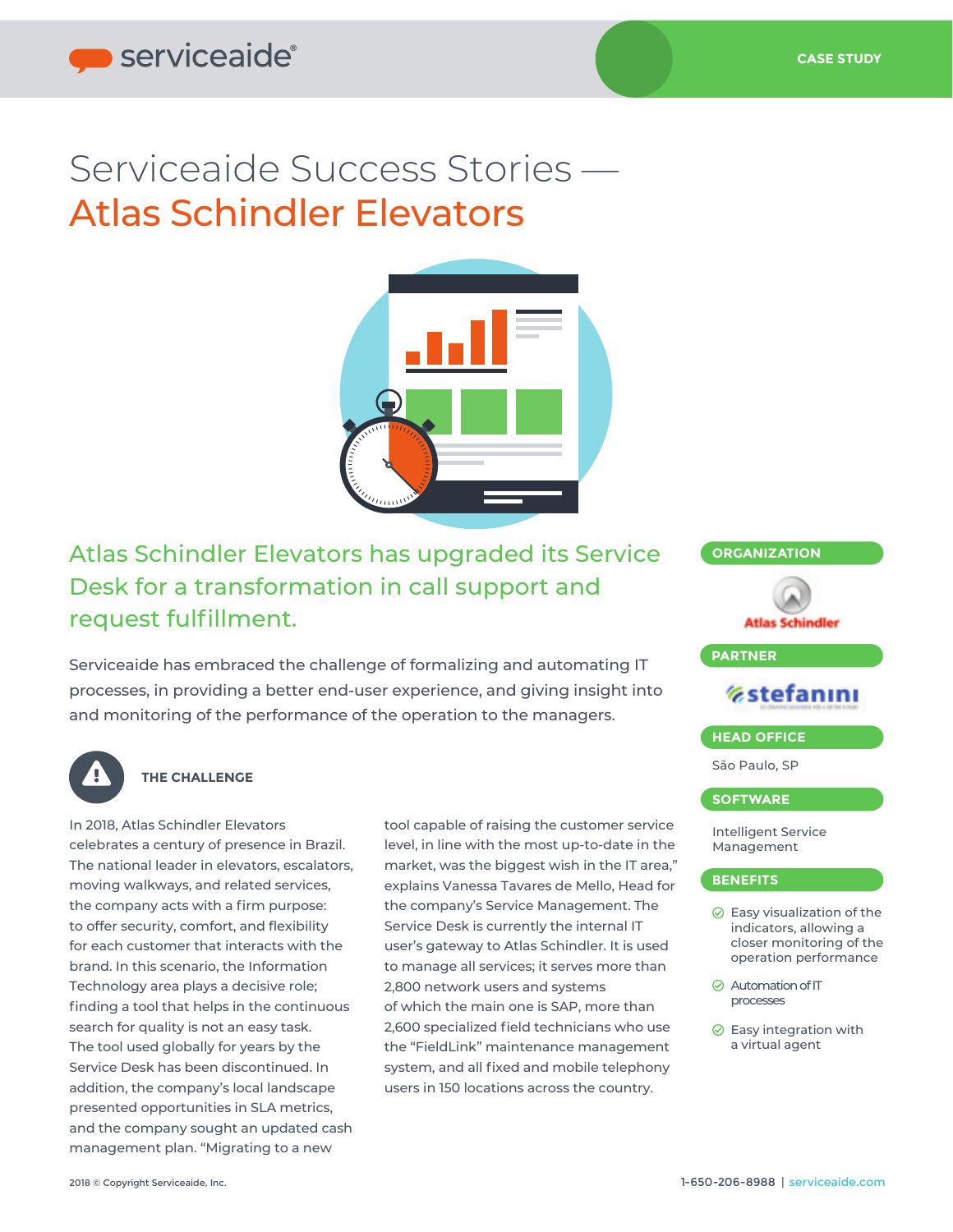CASE STUDY

# Serviceaide Success Stories — Atlas Schindler Elevators

## Atlas Schindler Elevators has upgraded its Service Desk for a transformation in call support and request fulfillment.

Serviceaide has embraced the challenge of formalizing and automating IT processes, in providing a better end-user experience, and giving insight into and monitoring of the performance of the operation to the managers.

### THE CHALLENGE

In 2018, Atlas Schindler Elevators celebrates a century of presence in Brazil. The national leader in elevators, escalators, moving walkways, and related services, the company acts with a firm purpose: to offer security, comfort, and flexibility for each customer that interacts with the brand. In this scenario, the Information Technology area plays a decisive role; finding a tool that helps in the continuous search for quality is not an easy task. The tool used globally for years by the Service Desk has been discontinued. In addition, the company's local landscape presented opportunities in SLA metrics, and the company sought an updated cash management plan. "Migrating to a new tool capable of raising the customer service level, in line with the most up-to-date in the market, was the biggest wish in the IT area," explains Vanessa Tavares de Mello, Head for the company's Service Management. The Service Desk is currently the internal IT user's gateway to Atlas Schindler. It is used to manage all services; it serves more than 2,800 network users and systems of which the main one is SAP, more than 2,600 specialized field technicians who use the "FieldLink" maintenance management system, and all fixed and mobile telephony users in 150 locations across the country.

**ORGANIZATION**

Atlas Schindler

**PARTNER**

stefanini

**HEAD OFFICE**

São Paulo, SP

**SOFTWARE**

Intelligent Service Management

**BENEFITS**

- Easy visualization of the indicators, allowing a closer monitoring of the operation performance
- Automation of IT processes
- Easy integration with a virtual agent

2018 © Copyright Serviceaide, Inc.

1-650-206-8988 | serviceaide.com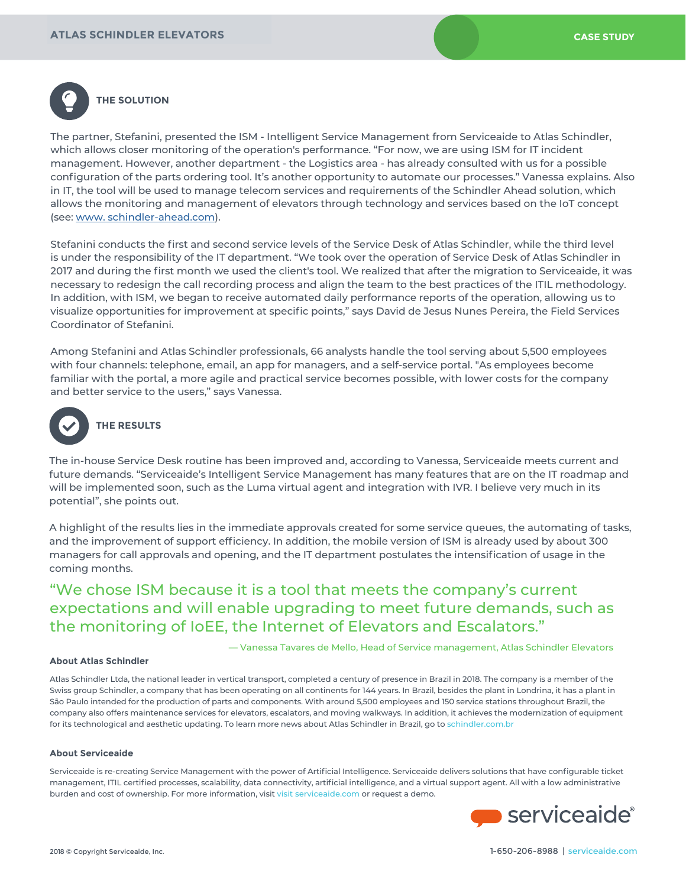## THE SOLUTION

The partner, Stefanini, presented the ISM - Intelligent Service Management from Serviceaide to Atlas Schindler, which allows closer monitoring of the operation's performance. "For now, we are using ISM for IT incident management. However, another department - the Logistics area - has already consulted with us for a possible configuration of the parts ordering tool. It's another opportunity to automate our processes." Vanessa explains. Also in IT, the tool will be used to manage telecom services and requirements of the Schindler Ahead solution, which allows the monitoring and management of elevators through technology and services based on the IoT concept (see: www. schindler-ahead.com).

Stefanini conducts the first and second service levels of the Service Desk of Atlas Schindler, while the third level is under the responsibility of the IT department. "We took over the operation of Service Desk of Atlas Schindler in 2017 and during the first month we used the client's tool. We realized that after the migration to Serviceaide, it was necessary to redesign the call recording process and align the team to the best practices of the ITIL methodology. In addition, with ISM, we began to receive automated daily performance reports of the operation, allowing us to visualize opportunities for improvement at specific points," says David de Jesus Nunes Pereira, the Field Services Coordinator of Stefanini.

Among Stefanini and Atlas Schindler professionals, 66 analysts handle the tool serving about 5,500 employees with four channels: telephone, email, an app for managers, and a self-service portal. "As employees become familiar with the portal, a more agile and practical service becomes possible, with lower costs for the company and better service to the users," says Vanessa.

## THE RESULTS

The in-house Service Desk routine has been improved and, according to Vanessa, Serviceaide meets current and future demands. "Serviceaide's Intelligent Service Management has many features that are on the IT roadmap and will be implemented soon, such as the Luma virtual agent and integration with IVR. I believe very much in its potential", she points out.

A highlight of the results lies in the immediate approvals created for some service queues, the automating of tasks, and the improvement of support efficiency. In addition, the mobile version of ISM is already used by about 300 managers for call approvals and opening, and the IT department postulates the intensification of usage in the coming months.

> "We chose ISM because it is a tool that meets the company's current expectations and will enable upgrading to meet future demands, such as the monitoring of IoEE, the Internet of Elevators and Escalators."
>
> — Vanessa Tavares de Mello, Head of Service management, Atlas Schindler Elevators

### About Atlas Schindler

Atlas Schindler Ltda, the national leader in vertical transport, completed a century of presence in Brazil in 2018. The company is a member of the Swiss group Schindler, a company that has been operating on all continents for 144 years. In Brazil, besides the plant in Londrina, it has a plant in São Paulo intended for the production of parts and components. With around 5,500 employees and 150 service stations throughout Brazil, the company also offers maintenance services for elevators, escalators, and moving walkways. In addition, it achieves the modernization of equipment for its technological and aesthetic updating. To learn more news about Atlas Schindler in Brazil, go to schindler.com.br

### About Serviceaide

Serviceaide is re-creating Service Management with the power of Artificial Intelligence. Serviceaide delivers solutions that have configurable ticket management, ITIL certified processes, scalability, data connectivity, artificial intelligence, and a virtual support agent. All with a low administrative burden and cost of ownership. For more information, visit visit serviceaide.com or request a demo.

serviceaide®

2018 © Copyright Serviceaide, Inc.

1-650-206-8988 | serviceaide.com